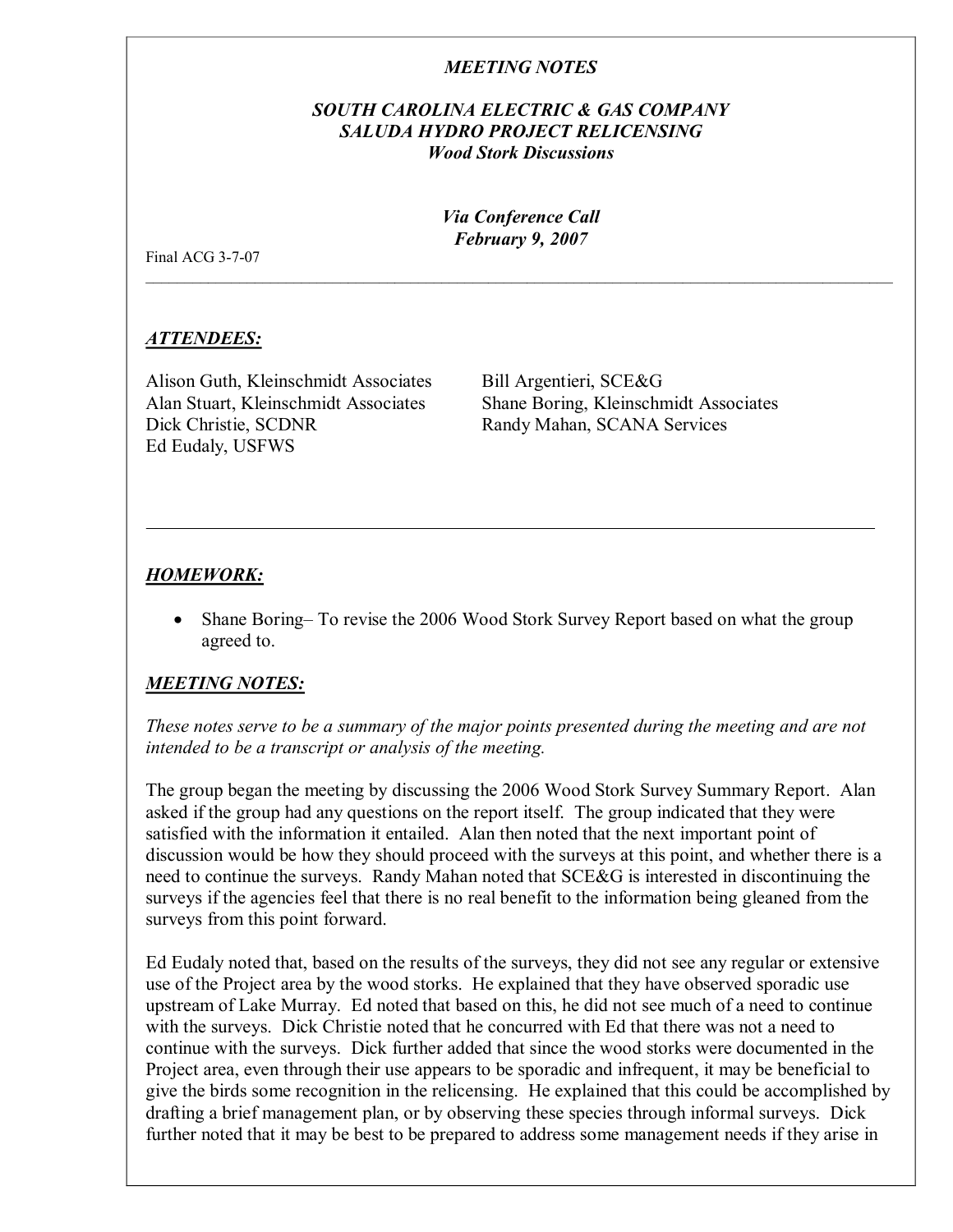*MEETING NOTES*

***SOUTH CAROLINA ELECTRIC & GAS COMPANY***
***SALUDA HYDRO PROJECT RELICENSING***
***Wood Stork Discussions***

***Via Conference Call***
***February 9, 2007***

Final ACG 3-7-07

---

## *ATTENDEES:*

Alison Guth, Kleinschmidt Associates
Alan Stuart, Kleinschmidt Associates
Dick Christie, SCDNR
Ed Eudaly, USFWS
Bill Argentieri, SCE&G
Shane Boring, Kleinschmidt Associates
Randy Mahan, SCANA Services

---

## *HOMEWORK:*

- Shane Boring– To revise the 2006 Wood Stork Survey Report based on what the group agreed to.

## *MEETING NOTES:*

*These notes serve to be a summary of the major points presented during the meeting and are not intended to be a transcript or analysis of the meeting.*

The group began the meeting by discussing the 2006 Wood Stork Survey Summary Report. Alan asked if the group had any questions on the report itself. The group indicated that they were satisfied with the information it entailed. Alan then noted that the next important point of discussion would be how they should proceed with the surveys at this point, and whether there is a need to continue the surveys. Randy Mahan noted that SCE&G is interested in discontinuing the surveys if the agencies feel that there is no real benefit to the information being gleaned from the surveys from this point forward.

Ed Eudaly noted that, based on the results of the surveys, they did not see any regular or extensive use of the Project area by the wood storks. He explained that they have observed sporadic use upstream of Lake Murray. Ed noted that based on this, he did not see much of a need to continue with the surveys. Dick Christie noted that he concurred with Ed that there was not a need to continue with the surveys. Dick further added that since the wood storks were documented in the Project area, even through their use appears to be sporadic and infrequent, it may be beneficial to give the birds some recognition in the relicensing. He explained that this could be accomplished by drafting a brief management plan, or by observing these species through informal surveys. Dick further noted that it may be best to be prepared to address some management needs if they arise in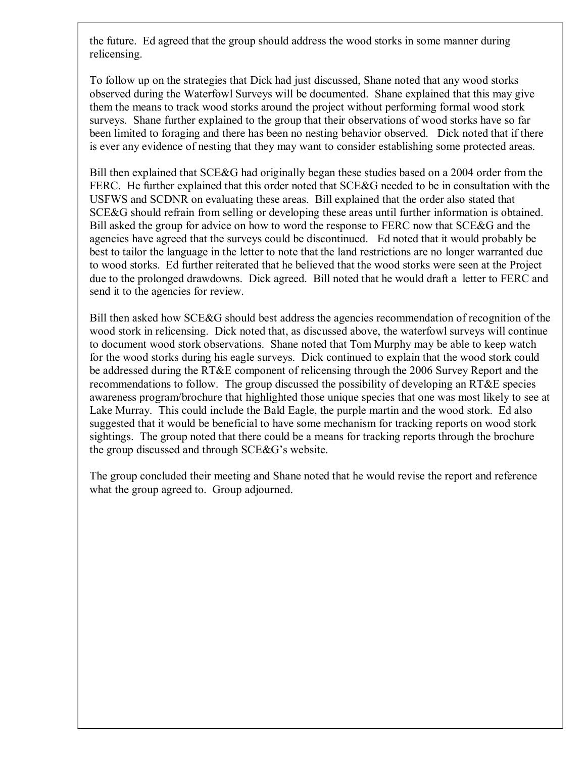the future. Ed agreed that the group should address the wood storks in some manner during relicensing.

To follow up on the strategies that Dick had just discussed, Shane noted that any wood storks observed during the Waterfowl Surveys will be documented. Shane explained that this may give them the means to track wood storks around the project without performing formal wood stork surveys. Shane further explained to the group that their observations of wood storks have so far been limited to foraging and there has been no nesting behavior observed. Dick noted that if there is ever any evidence of nesting that they may want to consider establishing some protected areas.

Bill then explained that SCE&G had originally began these studies based on a 2004 order from the FERC. He further explained that this order noted that SCE&G needed to be in consultation with the USFWS and SCDNR on evaluating these areas. Bill explained that the order also stated that SCE&G should refrain from selling or developing these areas until further information is obtained. Bill asked the group for advice on how to word the response to FERC now that SCE&G and the agencies have agreed that the surveys could be discontinued. Ed noted that it would probably be best to tailor the language in the letter to note that the land restrictions are no longer warranted due to wood storks. Ed further reiterated that he believed that the wood storks were seen at the Project due to the prolonged drawdowns. Dick agreed. Bill noted that he would draft a letter to FERC and send it to the agencies for review.

Bill then asked how SCE&G should best address the agencies recommendation of recognition of the wood stork in relicensing. Dick noted that, as discussed above, the waterfowl surveys will continue to document wood stork observations. Shane noted that Tom Murphy may be able to keep watch for the wood storks during his eagle surveys. Dick continued to explain that the wood stork could be addressed during the RT&E component of relicensing through the 2006 Survey Report and the recommendations to follow. The group discussed the possibility of developing an RT&E species awareness program/brochure that highlighted those unique species that one was most likely to see at Lake Murray. This could include the Bald Eagle, the purple martin and the wood stork. Ed also suggested that it would be beneficial to have some mechanism for tracking reports on wood stork sightings. The group noted that there could be a means for tracking reports through the brochure the group discussed and through SCE&G's website.

The group concluded their meeting and Shane noted that he would revise the report and reference what the group agreed to. Group adjourned.